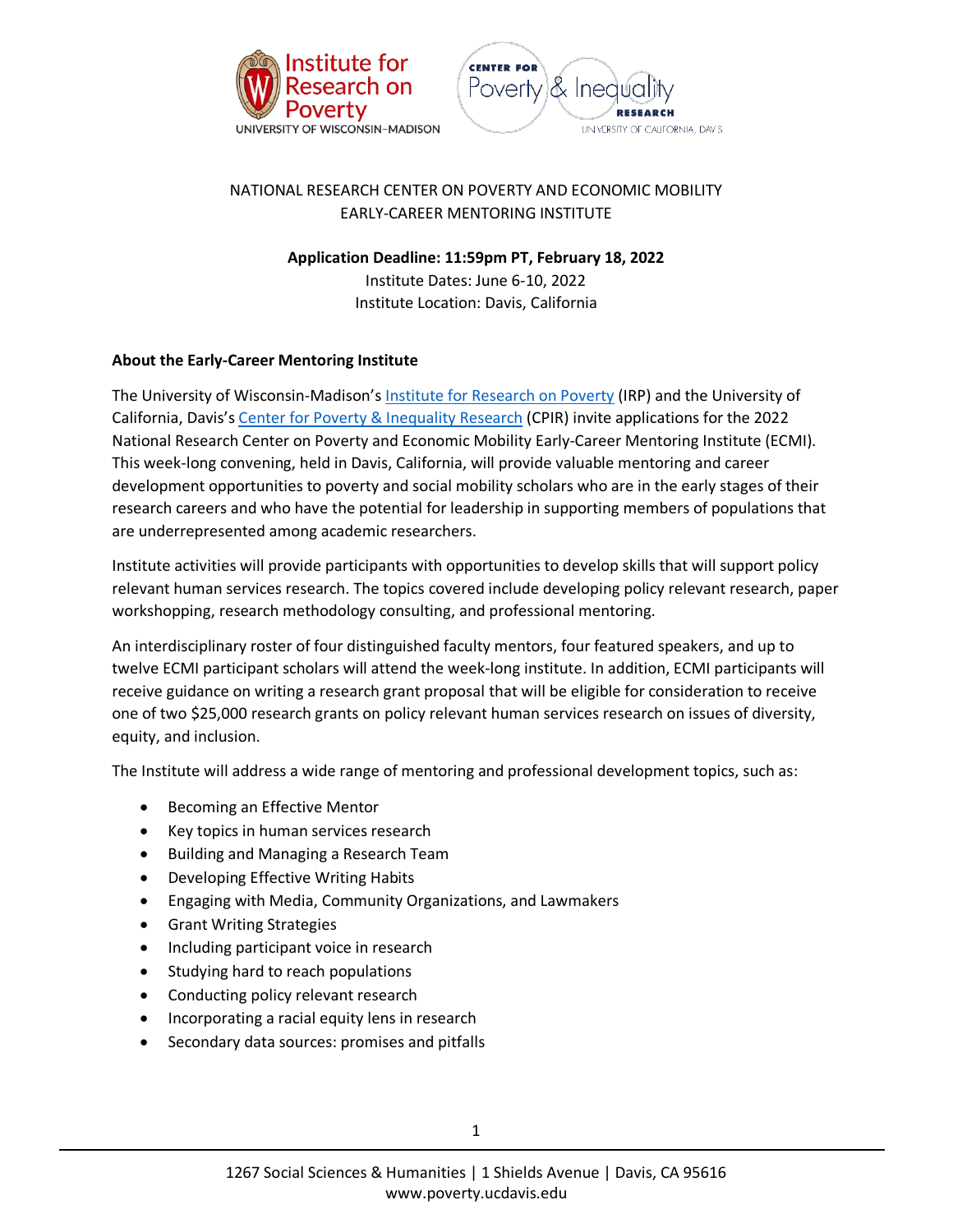NATIONAL RESEARCH CENTER ON POVERTY AND ECONOMIC MOBILITY
EARLY-CAREER MENTORING INSTITUTE

**Application Deadline: 11:59pm PT, February 18, 2022**
Institute Dates: June 6-10, 2022
Institute Location: Davis, California

## About the Early-Career Mentoring Institute

The University of Wisconsin-Madison's Institute for Research on Poverty (IRP) and the University of California, Davis's Center for Poverty & Inequality Research (CPIR) invite applications for the 2022 National Research Center on Poverty and Economic Mobility Early-Career Mentoring Institute (ECMI). This week-long convening, held in Davis, California, will provide valuable mentoring and career development opportunities to poverty and social mobility scholars who are in the early stages of their research careers and who have the potential for leadership in supporting members of populations that are underrepresented among academic researchers.

Institute activities will provide participants with opportunities to develop skills that will support policy relevant human services research. The topics covered include developing policy relevant research, paper workshopping, research methodology consulting, and professional mentoring.

An interdisciplinary roster of four distinguished faculty mentors, four featured speakers, and up to twelve ECMI participant scholars will attend the week-long institute. In addition, ECMI participants will receive guidance on writing a research grant proposal that will be eligible for consideration to receive one of two $25,000 research grants on policy relevant human services research on issues of diversity, equity, and inclusion.

The Institute will address a wide range of mentoring and professional development topics, such as:

- Becoming an Effective Mentor
- Key topics in human services research
- Building and Managing a Research Team
- Developing Effective Writing Habits
- Engaging with Media, Community Organizations, and Lawmakers
- Grant Writing Strategies
- Including participant voice in research
- Studying hard to reach populations
- Conducting policy relevant research
- Incorporating a racial equity lens in research
- Secondary data sources: promises and pitfalls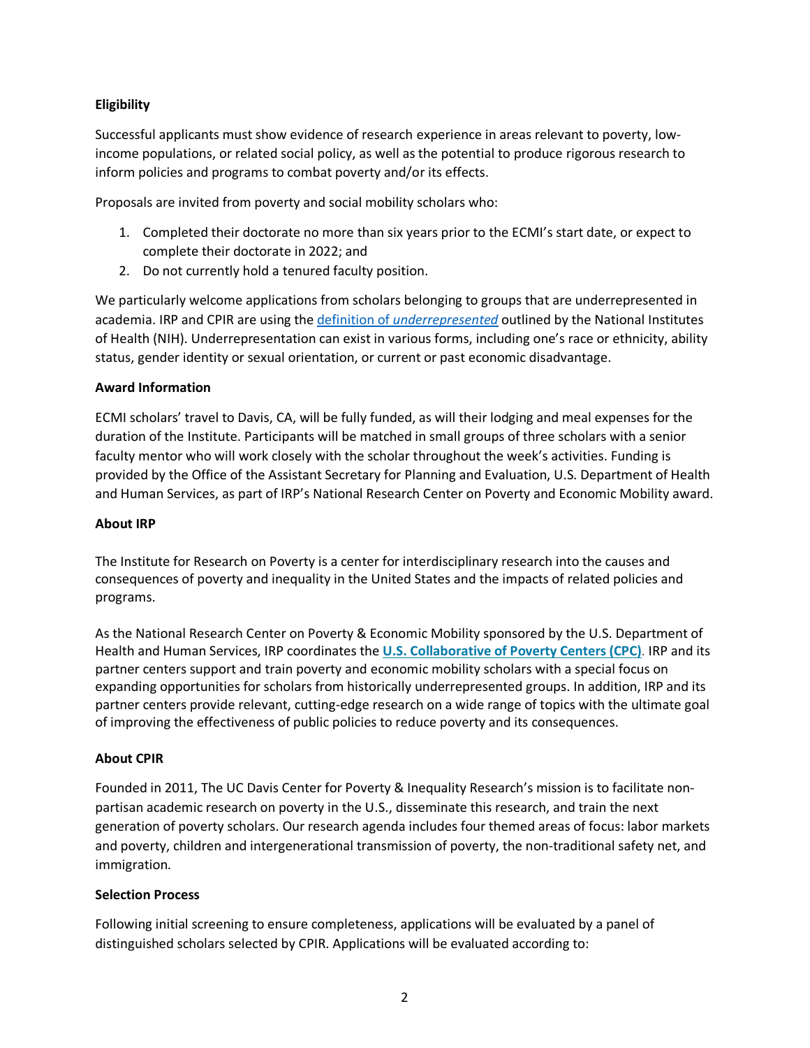**Eligibility**

Successful applicants must show evidence of research experience in areas relevant to poverty, low-income populations, or related social policy, as well as the potential to produce rigorous research to inform policies and programs to combat poverty and/or its effects.

Proposals are invited from poverty and social mobility scholars who:

1. Completed their doctorate no more than six years prior to the ECMI's start date, or expect to complete their doctorate in 2022; and
2. Do not currently hold a tenured faculty position.

We particularly welcome applications from scholars belonging to groups that are underrepresented in academia. IRP and CPIR are using the [definition of *underrepresented*] outlined by the National Institutes of Health (NIH). Underrepresentation can exist in various forms, including one's race or ethnicity, ability status, gender identity or sexual orientation, or current or past economic disadvantage.

**Award Information**

ECMI scholars' travel to Davis, CA, will be fully funded, as will their lodging and meal expenses for the duration of the Institute. Participants will be matched in small groups of three scholars with a senior faculty mentor who will work closely with the scholar throughout the week's activities. Funding is provided by the Office of the Assistant Secretary for Planning and Evaluation, U.S. Department of Health and Human Services, as part of IRP's National Research Center on Poverty and Economic Mobility award.

**About IRP**

The Institute for Research on Poverty is a center for interdisciplinary research into the causes and consequences of poverty and inequality in the United States and the impacts of related policies and programs.

As the National Research Center on Poverty & Economic Mobility sponsored by the U.S. Department of Health and Human Services, IRP coordinates the **U.S. Collaborative of Poverty Centers (CPC)**. IRP and its partner centers support and train poverty and economic mobility scholars with a special focus on expanding opportunities for scholars from historically underrepresented groups. In addition, IRP and its partner centers provide relevant, cutting-edge research on a wide range of topics with the ultimate goal of improving the effectiveness of public policies to reduce poverty and its consequences.

**About CPIR**

Founded in 2011, The UC Davis Center for Poverty & Inequality Research's mission is to facilitate non-partisan academic research on poverty in the U.S., disseminate this research, and train the next generation of poverty scholars. Our research agenda includes four themed areas of focus: labor markets and poverty, children and intergenerational transmission of poverty, the non-traditional safety net, and immigration.

**Selection Process**

Following initial screening to ensure completeness, applications will be evaluated by a panel of distinguished scholars selected by CPIR. Applications will be evaluated according to: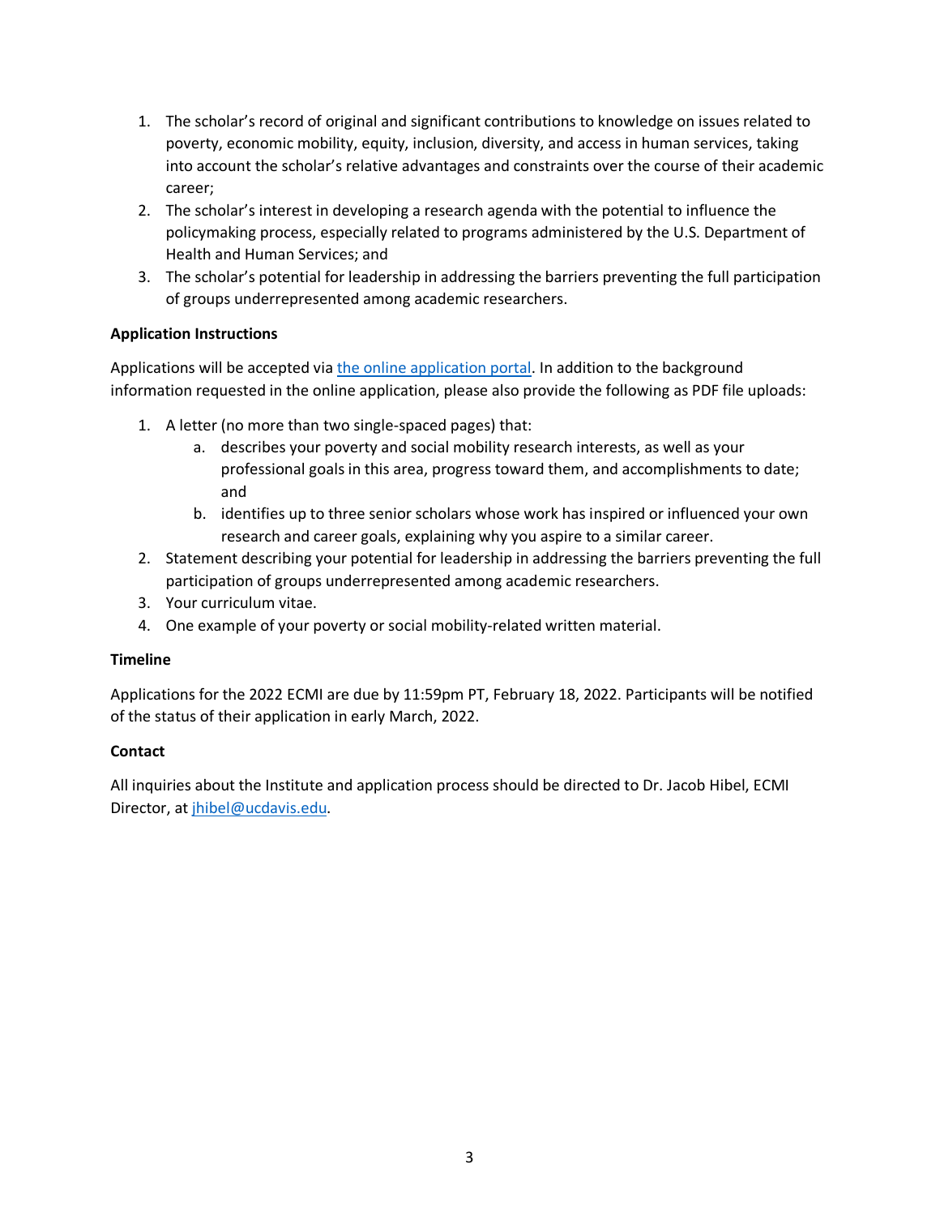1. The scholar's record of original and significant contributions to knowledge on issues related to poverty, economic mobility, equity, inclusion, diversity, and access in human services, taking into account the scholar's relative advantages and constraints over the course of their academic career;
2. The scholar's interest in developing a research agenda with the potential to influence the policymaking process, especially related to programs administered by the U.S. Department of Health and Human Services; and
3. The scholar's potential for leadership in addressing the barriers preventing the full participation of groups underrepresented among academic researchers.

**Application Instructions**

Applications will be accepted via [the online application portal](). In addition to the background information requested in the online application, please also provide the following as PDF file uploads:

1. A letter (no more than two single-spaced pages) that:
   a. describes your poverty and social mobility research interests, as well as your professional goals in this area, progress toward them, and accomplishments to date; and
   b. identifies up to three senior scholars whose work has inspired or influenced your own research and career goals, explaining why you aspire to a similar career.
2. Statement describing your potential for leadership in addressing the barriers preventing the full participation of groups underrepresented among academic researchers.
3. Your curriculum vitae.
4. One example of your poverty or social mobility-related written material.

**Timeline**

Applications for the 2022 ECMI are due by 11:59pm PT, February 18, 2022. Participants will be notified of the status of their application in early March, 2022.

**Contact**

All inquiries about the Institute and application process should be directed to Dr. Jacob Hibel, ECMI Director, at jhibel@ucdavis.edu.